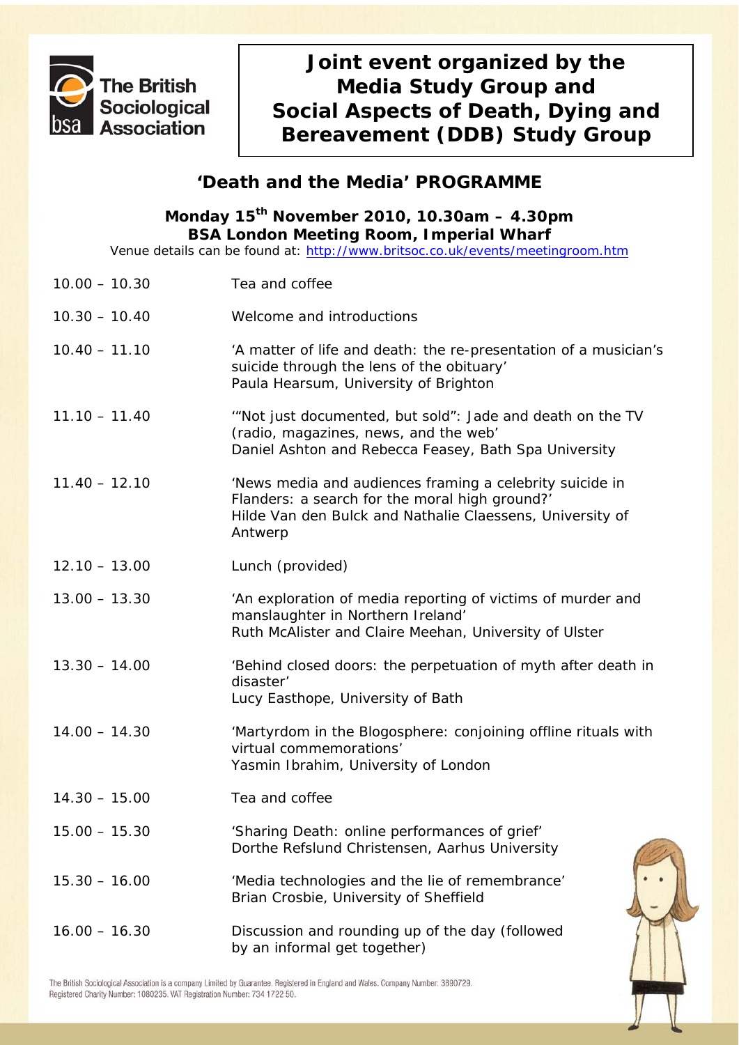The British Sociological Association

# Joint event organized by the Media Study Group and Social Aspects of Death, Dying and Bereavement (DDB) Study Group

## 'Death and the Media' PROGRAMME

**Monday 15th November 2010, 10.30am – 4.30pm**
**BSA London Meeting Room, Imperial Wharf**

Venue details can be found at: http://www.britsoc.co.uk/events/meetingroom.htm

| | |
|---|---|
| 10.00 – 10.30 | Tea and coffee |
| 10.30 – 10.40 | Welcome and introductions |
| 10.40 – 11.10 | 'A matter of life and death: the re-presentation of a musician's suicide through the lens of the obituary'<br>Paula Hearsum, University of Brighton |
| 11.10 – 11.40 | '"Not just documented, but sold": Jade and death on the TV (radio, magazines, news, and the web'<br>Daniel Ashton and Rebecca Feasey, Bath Spa University |
| 11.40 – 12.10 | 'News media and audiences framing a celebrity suicide in Flanders: a search for the moral high ground?'<br>Hilde Van den Bulck and Nathalie Claessens, University of Antwerp |
| 12.10 – 13.00 | Lunch (provided) |
| 13.00 – 13.30 | 'An exploration of media reporting of victims of murder and manslaughter in Northern Ireland'<br>Ruth McAlister and Claire Meehan, University of Ulster |
| 13.30 – 14.00 | 'Behind closed doors: the perpetuation of myth after death in disaster'<br>Lucy Easthope, University of Bath |
| 14.00 – 14.30 | 'Martyrdom in the Blogosphere: conjoining offline rituals with virtual commemorations'<br>Yasmin Ibrahim, University of London |
| 14.30 – 15.00 | Tea and coffee |
| 15.00 – 15.30 | 'Sharing Death: online performances of grief'<br>Dorthe Refslund Christensen, Aarhus University |
| 15.30 – 16.00 | 'Media technologies and the lie of remembrance'<br>Brian Crosbie, University of Sheffield |
| 16.00 – 16.30 | Discussion and rounding up of the day (followed by an informal get together) |

The British Sociological Association is a company Limited by Guarantee. Registered in England and Wales. Company Number: 3890729. Registered Charity Number: 1080235. VAT Registration Number: 734 1722 50.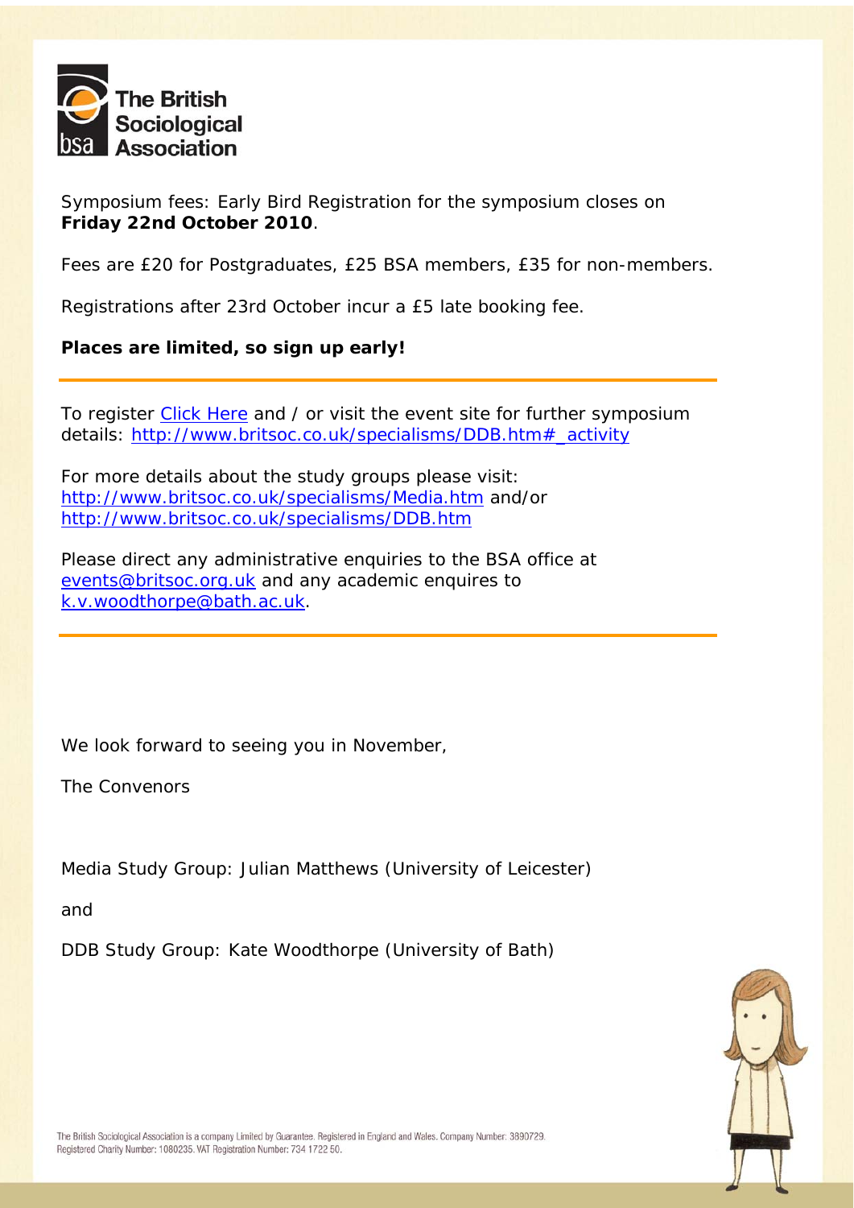The British Sociological Association

Symposium fees: Early Bird Registration for the symposium closes on **Friday 22nd October 2010**.

Fees are £20 for Postgraduates, £25 BSA members, £35 for non-members.

Registrations after 23rd October incur a £5 late booking fee.

**Places are limited, so sign up early!**

---

To register Click Here and / or visit the event site for further symposium details: http://www.britsoc.co.uk/specialisms/DDB.htm#_activity

For more details about the study groups please visit: http://www.britsoc.co.uk/specialisms/Media.htm and/or http://www.britsoc.co.uk/specialisms/DDB.htm

Please direct any administrative enquiries to the BSA office at events@britsoc.org.uk and any academic enquires to k.v.woodthorpe@bath.ac.uk.

---

We look forward to seeing you in November,

The Convenors

Media Study Group: Julian Matthews (University of Leicester)

and

DDB Study Group: Kate Woodthorpe (University of Bath)

The British Sociological Association is a company Limited by Guarantee. Registered in England and Wales. Company Number: 3890729. Registered Charity Number: 1080235. VAT Registration Number: 734 1722 50.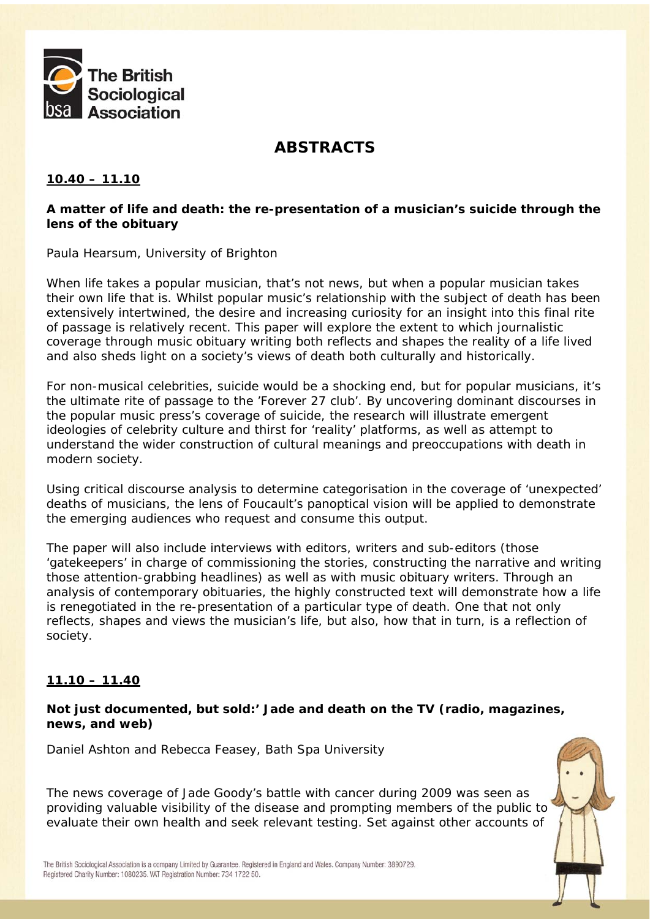# ABSTRACTS

## 10.40 – 11.10

**A matter of life and death: the re-presentation of a musician's suicide through the lens of the obituary**

Paula Hearsum, University of Brighton

When life takes a popular musician, that's not news, but when a popular musician takes their own life that is. Whilst popular music's relationship with the subject of death has been extensively intertwined, the desire and increasing curiosity for an insight into this final rite of passage is relatively recent. This paper will explore the extent to which journalistic coverage through music obituary writing both reflects and shapes the reality of a life lived and also sheds light on a society's views of death both culturally and historically.

For non-musical celebrities, suicide would be a shocking end, but for popular musicians, it's the ultimate rite of passage to the 'Forever 27 club'. By uncovering dominant discourses in the popular music press's coverage of suicide, the research will illustrate emergent ideologies of celebrity culture and thirst for 'reality' platforms, as well as attempt to understand the wider construction of cultural meanings and preoccupations with death in modern society.

Using critical discourse analysis to determine categorisation in the coverage of 'unexpected' deaths of musicians, the lens of Foucault's panoptical vision will be applied to demonstrate the emerging audiences who request and consume this output.

The paper will also include interviews with editors, writers and sub-editors (those 'gatekeepers' in charge of commissioning the stories, constructing the narrative and writing those attention-grabbing headlines) as well as with music obituary writers. Through an analysis of contemporary obituaries, the highly constructed text will demonstrate how a life is renegotiated in the re-presentation of a particular type of death. One that not only reflects, shapes and views the musician's life, but also, how that in turn, is a reflection of society.

## 11.10 – 11.40

**Not just documented, but sold:' Jade and death on the TV (radio, magazines, news, and web)**

Daniel Ashton and Rebecca Feasey, Bath Spa University

The news coverage of Jade Goody's battle with cancer during 2009 was seen as providing valuable visibility of the disease and prompting members of the public to evaluate their own health and seek relevant testing. Set against other accounts of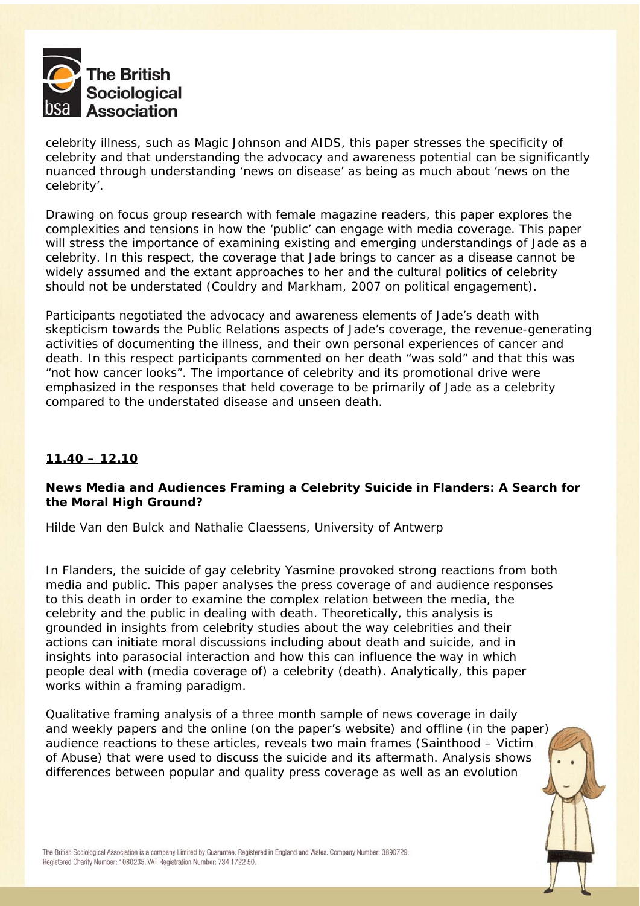celebrity illness, such as Magic Johnson and AIDS, this paper stresses the specificity of celebrity and that understanding the advocacy and awareness potential can be significantly nuanced through understanding 'news on disease' as being as much about 'news on the celebrity'.

Drawing on focus group research with female magazine readers, this paper explores the complexities and tensions in how the 'public' can engage with media coverage. This paper will stress the importance of examining existing and emerging understandings of Jade as a celebrity. In this respect, the coverage that Jade brings to cancer as a disease cannot be widely assumed and the extant approaches to her and the cultural politics of celebrity should not be understated (Couldry and Markham, 2007 on political engagement).

Participants negotiated the advocacy and awareness elements of Jade's death with skepticism towards the Public Relations aspects of Jade's coverage, the revenue-generating activities of documenting the illness, and their own personal experiences of cancer and death. In this respect participants commented on her death "was sold" and that this was "not how cancer looks". The importance of celebrity and its promotional drive were emphasized in the responses that held coverage to be primarily of Jade as a celebrity compared to the understated disease and unseen death.

**11.40 – 12.10**

**News Media and Audiences Framing a Celebrity Suicide in Flanders: A Search for the Moral High Ground?**

Hilde Van den Bulck and Nathalie Claessens, University of Antwerp

In Flanders, the suicide of gay celebrity Yasmine provoked strong reactions from both media and public. This paper analyses the press coverage of and audience responses to this death in order to examine the complex relation between the media, the celebrity and the public in dealing with death. Theoretically, this analysis is grounded in insights from celebrity studies about the way celebrities and their actions can initiate moral discussions including about death and suicide, and in insights into parasocial interaction and how this can influence the way in which people deal with (media coverage of) a celebrity (death). Analytically, this paper works within a framing paradigm.

Qualitative framing analysis of a three month sample of news coverage in daily and weekly papers and the online (on the paper's website) and offline (in the paper) audience reactions to these articles, reveals two main frames (Sainthood – Victim of Abuse) that were used to discuss the suicide and its aftermath. Analysis shows differences between popular and quality press coverage as well as an evolution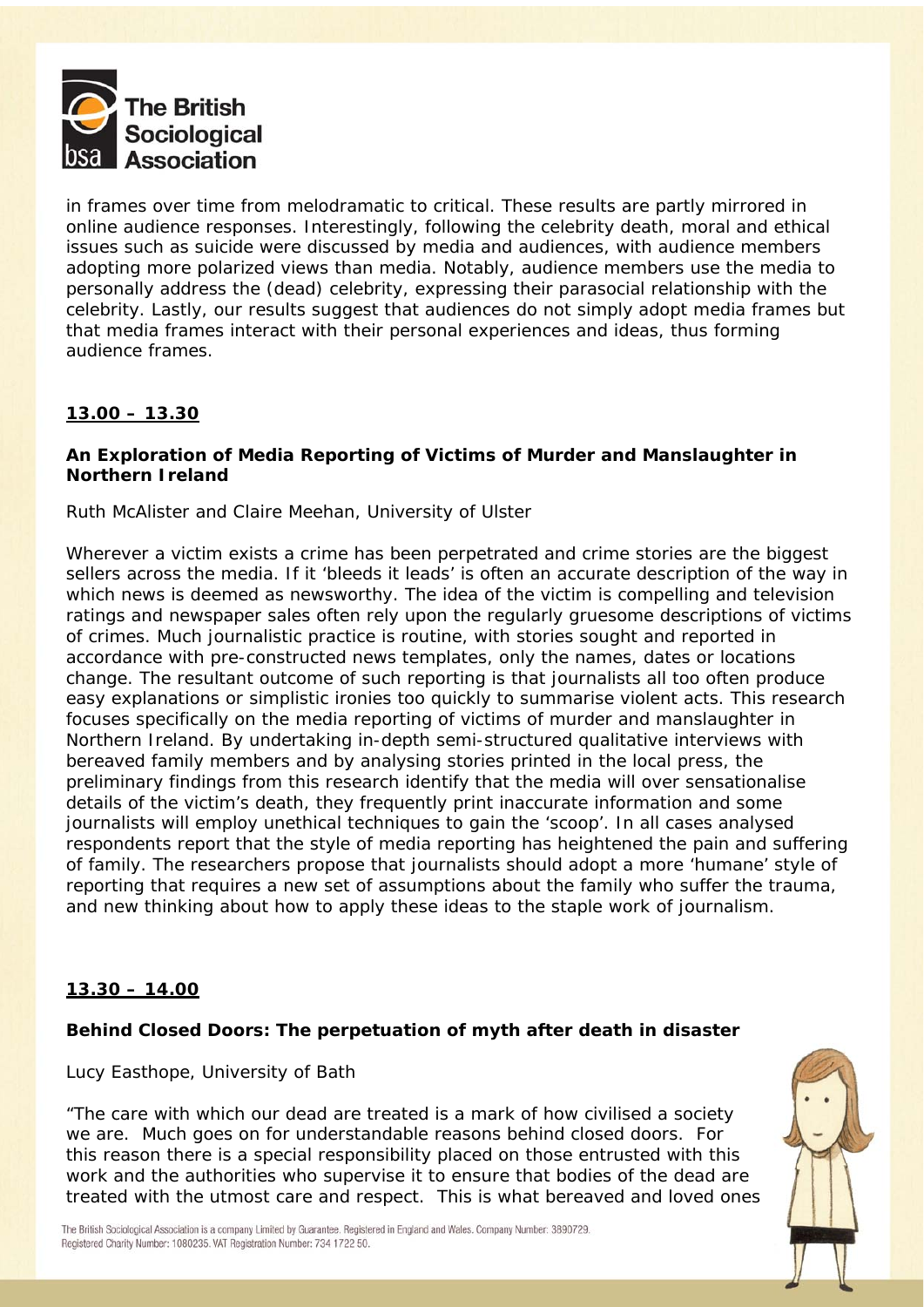in frames over time from melodramatic to critical. These results are partly mirrored in online audience responses. Interestingly, following the celebrity death, moral and ethical issues such as suicide were discussed by media and audiences, with audience members adopting more polarized views than media. Notably, audience members use the media to personally address the (dead) celebrity, expressing their parasocial relationship with the celebrity. Lastly, our results suggest that audiences do not simply adopt media frames but that media frames interact with their personal experiences and ideas, thus forming audience frames.

**13.00 – 13.30**

**An Exploration of Media Reporting of Victims of Murder and Manslaughter in Northern Ireland**

Ruth McAlister and Claire Meehan, University of Ulster

Wherever a victim exists a crime has been perpetrated and crime stories are the biggest sellers across the media. If it 'bleeds it leads' is often an accurate description of the way in which news is deemed as newsworthy. The idea of the victim is compelling and television ratings and newspaper sales often rely upon the regularly gruesome descriptions of victims of crimes. Much journalistic practice is routine, with stories sought and reported in accordance with pre-constructed news templates, only the names, dates or locations change. The resultant outcome of such reporting is that journalists all too often produce easy explanations or simplistic ironies too quickly to summarise violent acts. This research focuses specifically on the media reporting of victims of murder and manslaughter in Northern Ireland. By undertaking in-depth semi-structured qualitative interviews with bereaved family members and by analysing stories printed in the local press, the preliminary findings from this research identify that the media will over sensationalise details of the victim's death, they frequently print inaccurate information and some journalists will employ unethical techniques to gain the 'scoop'. In all cases analysed respondents report that the style of media reporting has heightened the pain and suffering of family. The researchers propose that journalists should adopt a more 'humane' style of reporting that requires a new set of assumptions about the family who suffer the trauma, and new thinking about how to apply these ideas to the staple work of journalism.

**13.30 – 14.00**

**Behind Closed Doors: The perpetuation of myth after death in disaster**

Lucy Easthope, University of Bath

"The care with which our dead are treated is a mark of how civilised a society we are. Much goes on for understandable reasons behind closed doors. For this reason there is a special responsibility placed on those entrusted with this work and the authorities who supervise it to ensure that bodies of the dead are treated with the utmost care and respect. This is what bereaved and loved ones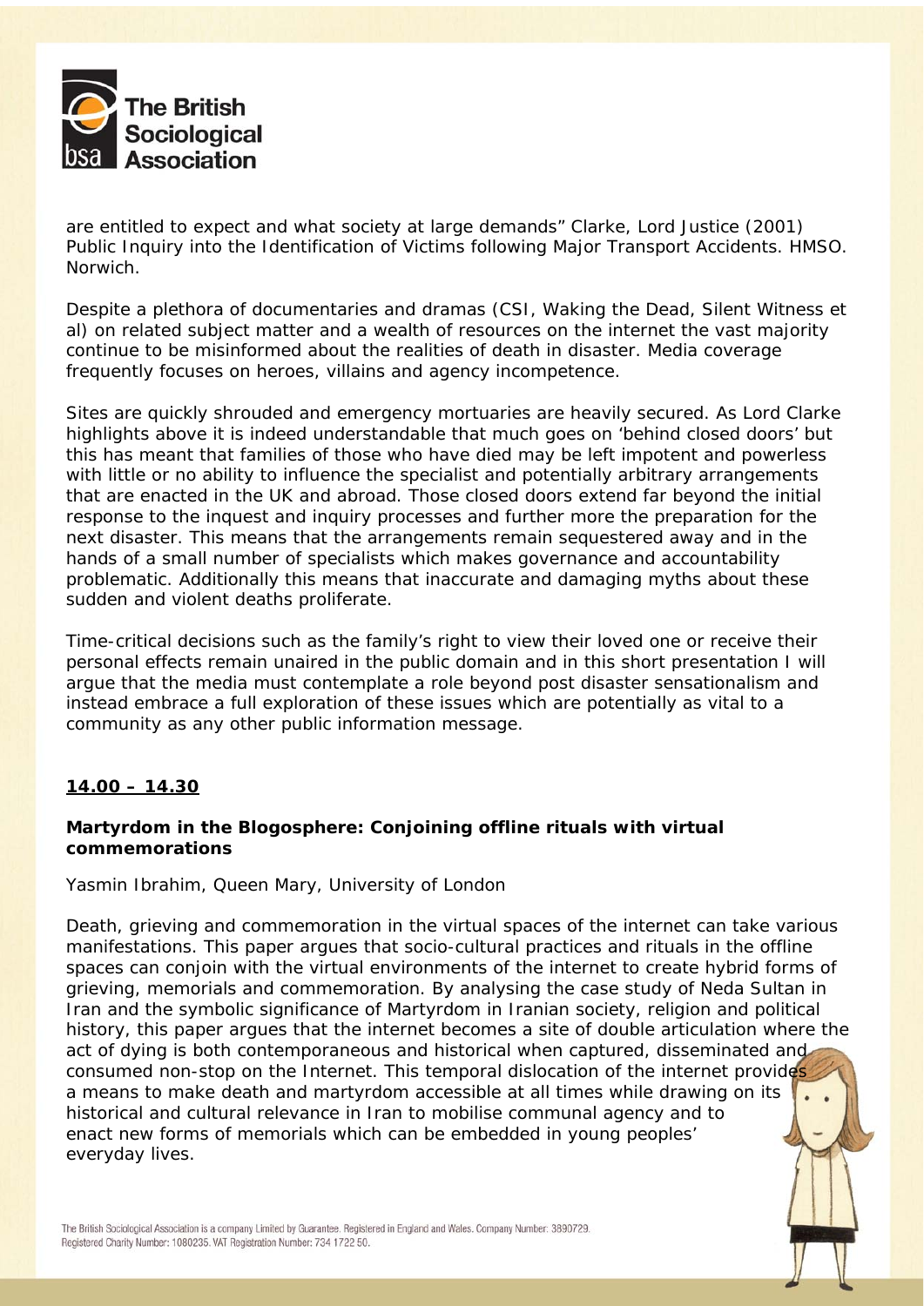are entitled to expect and what society at large demands" Clarke, Lord Justice (2001) Public Inquiry into the Identification of Victims following Major Transport Accidents. HMSO. Norwich.

Despite a plethora of documentaries and dramas (CSI, Waking the Dead, Silent Witness et al) on related subject matter and a wealth of resources on the internet the vast majority continue to be misinformed about the realities of death in disaster. Media coverage frequently focuses on heroes, villains and agency incompetence.

Sites are quickly shrouded and emergency mortuaries are heavily secured. As Lord Clarke highlights above it is indeed understandable that much goes on 'behind closed doors' but this has meant that families of those who have died may be left impotent and powerless with little or no ability to influence the specialist and potentially arbitrary arrangements that are enacted in the UK and abroad. Those closed doors extend far beyond the initial response to the inquest and inquiry processes and further more the preparation for the next disaster. This means that the arrangements remain sequestered away and in the hands of a small number of specialists which makes governance and accountability problematic. Additionally this means that inaccurate and damaging myths about these sudden and violent deaths proliferate.

Time-critical decisions such as the family's right to view their loved one or receive their personal effects remain unaired in the public domain and in this short presentation I will argue that the media must contemplate a role beyond post disaster sensationalism and instead embrace a full exploration of these issues which are potentially as vital to a community as any other public information message.

**14.00 – 14.30**

**Martyrdom in the Blogosphere: Conjoining offline rituals with virtual commemorations**

Yasmin Ibrahim, Queen Mary, University of London

Death, grieving and commemoration in the virtual spaces of the internet can take various manifestations. This paper argues that socio-cultural practices and rituals in the offline spaces can conjoin with the virtual environments of the internet to create hybrid forms of grieving, memorials and commemoration. By analysing the case study of Neda Sultan in Iran and the symbolic significance of Martyrdom in Iranian society, religion and political history, this paper argues that the internet becomes a site of double articulation where the act of dying is both contemporaneous and historical when captured, disseminated and consumed non-stop on the Internet. This temporal dislocation of the internet provides a means to make death and martyrdom accessible at all times while drawing on its historical and cultural relevance in Iran to mobilise communal agency and to enact new forms of memorials which can be embedded in young peoples' everyday lives.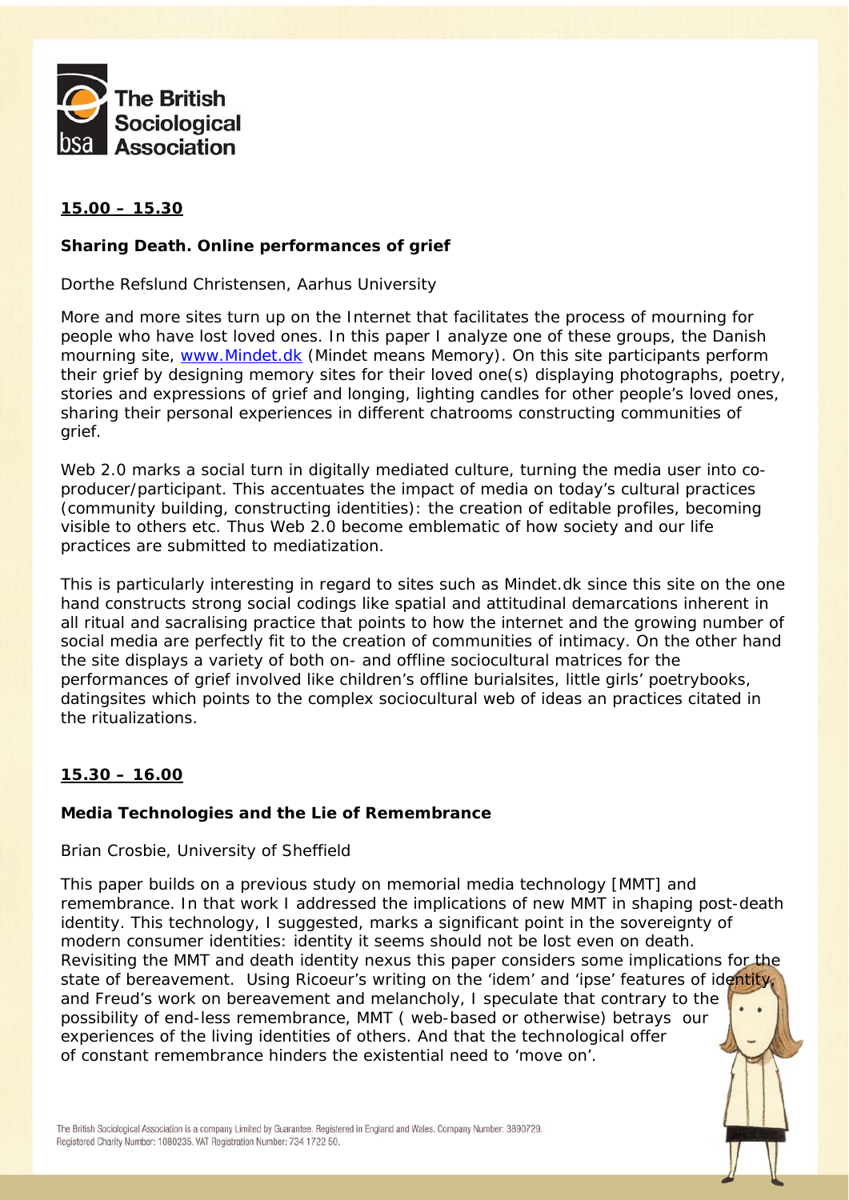**15.00 – 15.30**

**Sharing Death. Online performances of grief**

Dorthe Refslund Christensen, Aarhus University

More and more sites turn up on the Internet that facilitates the process of mourning for people who have lost loved ones. In this paper I analyze one of these groups, the Danish mourning site, [www.Mindet.dk](http://www.Mindet.dk) (Mindet means Memory). On this site participants perform their grief by designing memory sites for their loved one(s) displaying photographs, poetry, stories and expressions of grief and longing, lighting candles for other people's loved ones, sharing their personal experiences in different chatrooms constructing communities of grief.

Web 2.0 marks a social turn in digitally mediated culture, turning the media user into co-producer/participant. This accentuates the impact of media on today's cultural practices (community building, constructing identities): the creation of editable profiles, becoming visible to others etc. Thus Web 2.0 become emblematic of how society and our life practices are submitted to mediatization.

This is particularly interesting in regard to sites such as Mindet.dk since this site on the one hand constructs strong social codings like spatial and attitudinal demarcations inherent in all ritual and sacralising practice that points to how the internet and the growing number of social media are perfectly fit to the creation of communities of intimacy. On the other hand the site displays a variety of both on- and offline sociocultural matrices for the performances of grief involved like children's offline burialsites, little girls' poetrybooks, datingsites which points to the complex sociocultural web of ideas an practices citated in the ritualizations.

**15.30 – 16.00**

**Media Technologies and the Lie of Remembrance**

Brian Crosbie, University of Sheffield

This paper builds on a previous study on memorial media technology [MMT] and remembrance. In that work I addressed the implications of new MMT in shaping post-death identity. This technology, I suggested, marks a significant point in the sovereignty of modern consumer identities: identity it seems should not be lost even on death. Revisiting the MMT and death identity nexus this paper considers some implications for the state of bereavement. Using Ricoeur's writing on the 'idem' and 'ipse' features of identity, and Freud's work on bereavement and melancholy, I speculate that contrary to the possibility of end-less remembrance, MMT ( web-based or otherwise) betrays our experiences of the living identities of others. And that the technological offer of constant remembrance hinders the existential need to 'move on'.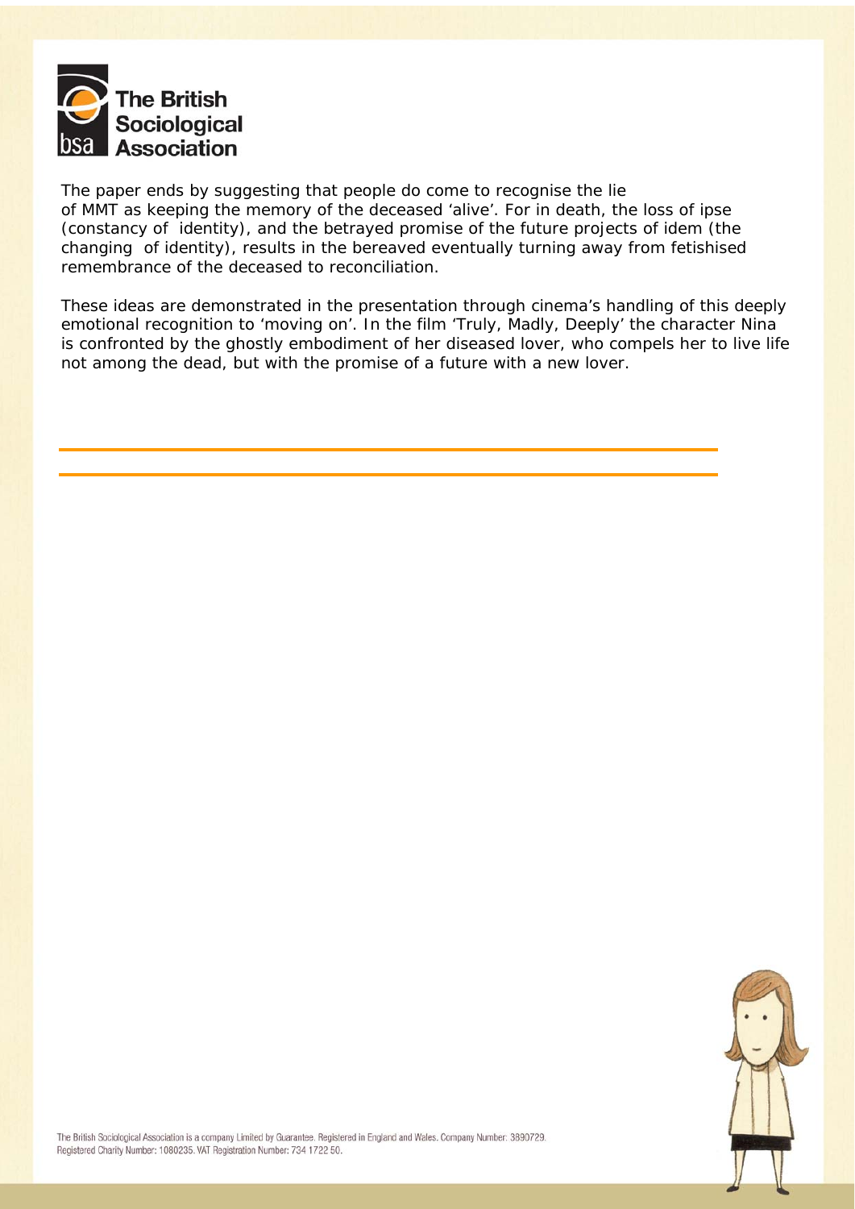The paper ends by suggesting that people do come to recognise the lie of MMT as keeping the memory of the deceased 'alive'. For in death, the loss of ipse (constancy of identity), and the betrayed promise of the future projects of idem (the changing of identity), results in the bereaved eventually turning away from fetishised remembrance of the deceased to reconciliation.

These ideas are demonstrated in the presentation through cinema's handling of this deeply emotional recognition to 'moving on'. In the film 'Truly, Madly, Deeply' the character Nina is confronted by the ghostly embodiment of her diseased lover, who compels her to live life not among the dead, but with the promise of a future with a new lover.